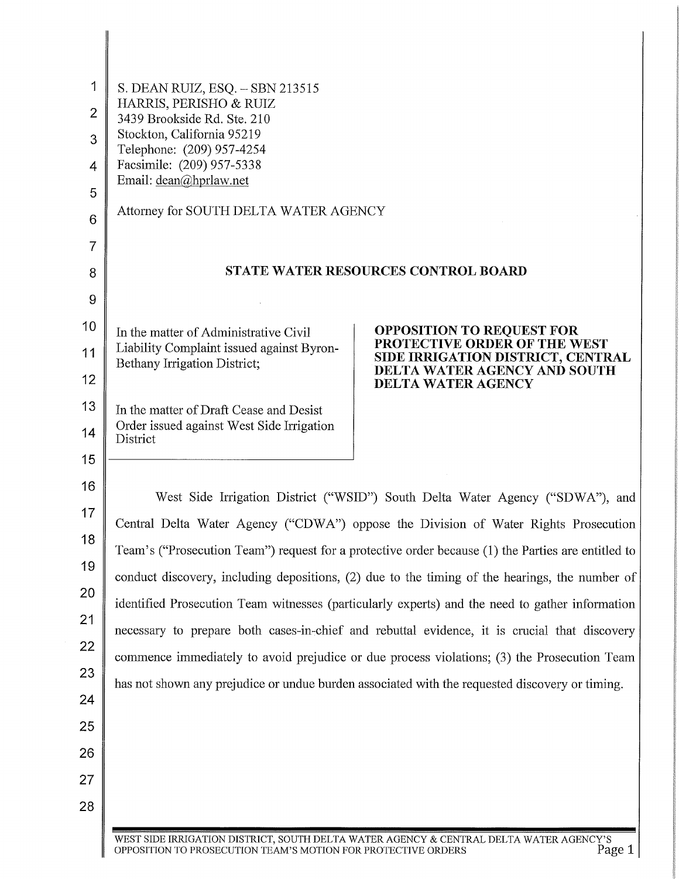S. DEAN RUIZ, ESQ. – SBN 213515
HARRIS, PERISHO & RUIZ
3439 Brookside Rd. Ste. 210
Stockton, California 95219
Telephone: (209) 957-4254
Facsimile: (209) 957-5338
Email: dean@hprlaw.net

Attorney for SOUTH DELTA WATER AGENCY

**STATE WATER RESOURCES CONTROL BOARD**

| | |
|---|---|
| In the matter of Administrative Civil Liability Complaint issued against Byron-Bethany Irrigation District;<br><br>In the matter of Draft Cease and Desist Order issued against West Side Irrigation District | **OPPOSITION TO REQUEST FOR PROTECTIVE ORDER OF THE WEST SIDE IRRIGATION DISTRICT, CENTRAL DELTA WATER AGENCY AND SOUTH DELTA WATER AGENCY** |

West Side Irrigation District ("WSID") South Delta Water Agency ("SDWA"), and Central Delta Water Agency ("CDWA") oppose the Division of Water Rights Prosecution Team's ("Prosecution Team") request for a protective order because (1) the Parties are entitled to conduct discovery, including depositions, (2) due to the timing of the hearings, the number of identified Prosecution Team witnesses (particularly experts) and the need to gather information necessary to prepare both cases-in-chief and rebuttal evidence, it is crucial that discovery commence immediately to avoid prejudice or due process violations; (3) the Prosecution Team has not shown any prejudice or undue burden associated with the requested discovery or timing.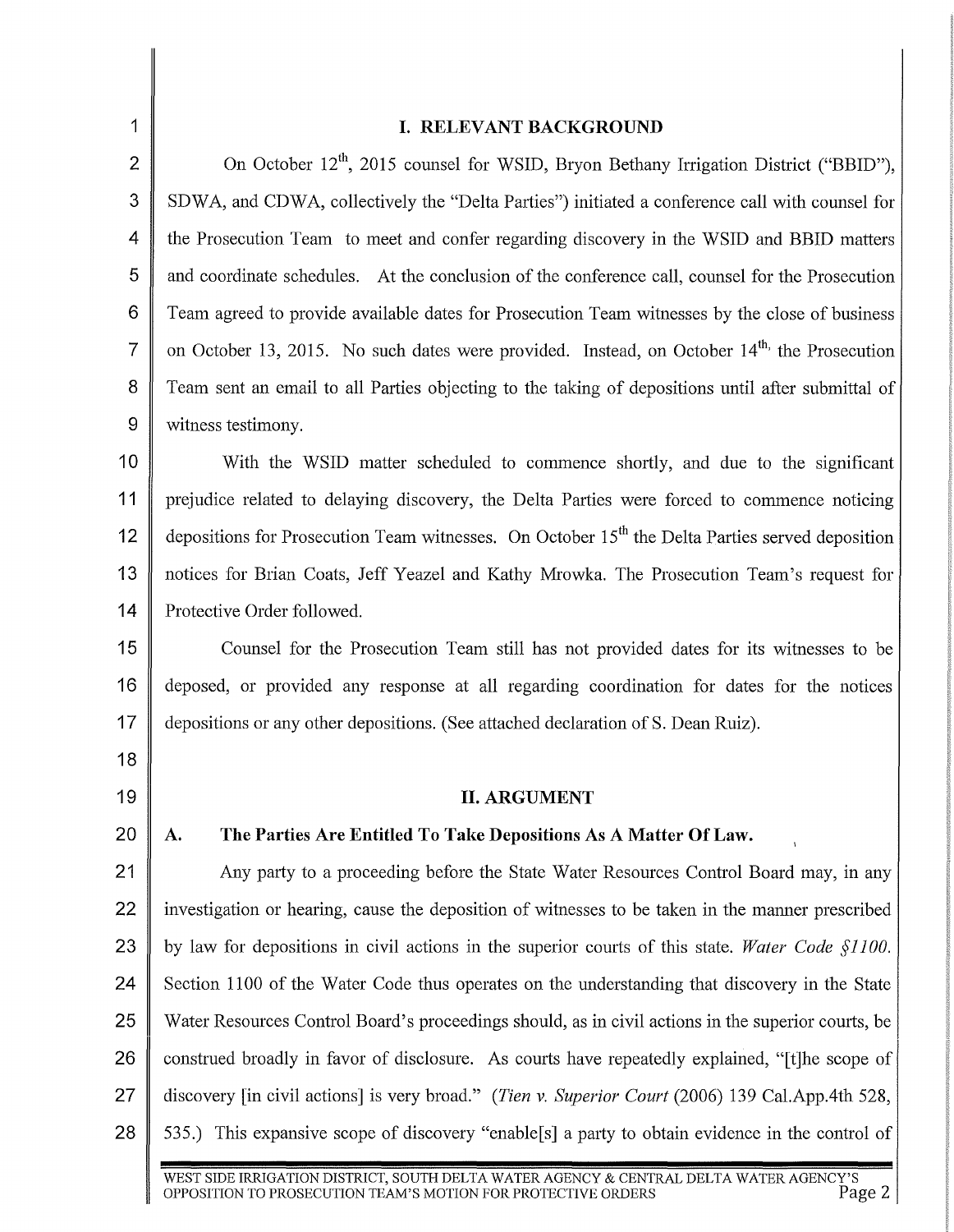## I. RELEVANT BACKGROUND

On October 12th, 2015 counsel for WSID, Bryon Bethany Irrigation District ("BBID"), SDWA, and CDWA, collectively the "Delta Parties") initiated a conference call with counsel for the Prosecution Team to meet and confer regarding discovery in the WSID and BBID matters and coordinate schedules. At the conclusion of the conference call, counsel for the Prosecution Team agreed to provide available dates for Prosecution Team witnesses by the close of business on October 13, 2015. No such dates were provided. Instead, on October 14th, the Prosecution Team sent an email to all Parties objecting to the taking of depositions until after submittal of witness testimony.

With the WSID matter scheduled to commence shortly, and due to the significant prejudice related to delaying discovery, the Delta Parties were forced to commence noticing depositions for Prosecution Team witnesses. On October 15th the Delta Parties served deposition notices for Brian Coats, Jeff Yeazel and Kathy Mrowka. The Prosecution Team's request for Protective Order followed.

Counsel for the Prosecution Team still has not provided dates for its witnesses to be deposed, or provided any response at all regarding coordination for dates for the notices depositions or any other depositions. (See attached declaration of S. Dean Ruiz).

## II. ARGUMENT

### A. The Parties Are Entitled To Take Depositions As A Matter Of Law.

Any party to a proceeding before the State Water Resources Control Board may, in any investigation or hearing, cause the deposition of witnesses to be taken in the manner prescribed by law for depositions in civil actions in the superior courts of this state. *Water Code §1100.* Section 1100 of the Water Code thus operates on the understanding that discovery in the State Water Resources Control Board's proceedings should, as in civil actions in the superior courts, be construed broadly in favor of disclosure. As courts have repeatedly explained, "[t]he scope of discovery [in civil actions] is very broad." (*Tien v. Superior Court* (2006) 139 Cal.App.4th 528, 535.) This expansive scope of discovery "enable[s] a party to obtain evidence in the control of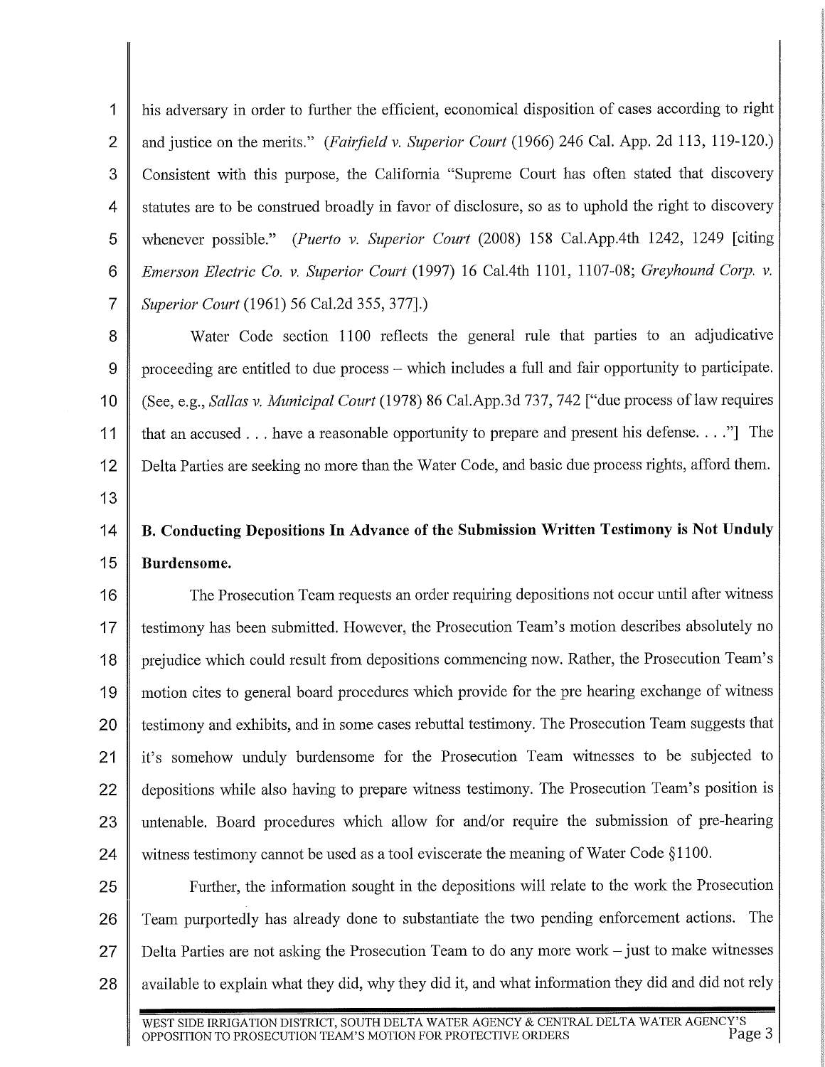his adversary in order to further the efficient, economical disposition of cases according to right and justice on the merits." (*Fairfield v. Superior Court* (1966) 246 Cal. App. 2d 113, 119-120.) Consistent with this purpose, the California "Supreme Court has often stated that discovery statutes are to be construed broadly in favor of disclosure, so as to uphold the right to discovery whenever possible." (*Puerto v. Superior Court* (2008) 158 Cal.App.4th 1242, 1249 [citing *Emerson Electric Co. v. Superior Court* (1997) 16 Cal.4th 1101, 1107-08; *Greyhound Corp. v. Superior Court* (1961) 56 Cal.2d 355, 377].)

Water Code section 1100 reflects the general rule that parties to an adjudicative proceeding are entitled to due process – which includes a full and fair opportunity to participate. (See, e.g., *Sallas v. Municipal Court* (1978) 86 Cal.App.3d 737, 742 ["due process of law requires that an accused . . . have a reasonable opportunity to prepare and present his defense. . . ."] The Delta Parties are seeking no more than the Water Code, and basic due process rights, afford them.

**B. Conducting Depositions In Advance of the Submission Written Testimony is Not Unduly Burdensome.**

The Prosecution Team requests an order requiring depositions not occur until after witness testimony has been submitted. However, the Prosecution Team's motion describes absolutely no prejudice which could result from depositions commencing now. Rather, the Prosecution Team's motion cites to general board procedures which provide for the pre hearing exchange of witness testimony and exhibits, and in some cases rebuttal testimony. The Prosecution Team suggests that it's somehow unduly burdensome for the Prosecution Team witnesses to be subjected to depositions while also having to prepare witness testimony. The Prosecution Team's position is untenable. Board procedures which allow for and/or require the submission of pre-hearing witness testimony cannot be used as a tool eviscerate the meaning of Water Code §1100.

Further, the information sought in the depositions will relate to the work the Prosecution Team purportedly has already done to substantiate the two pending enforcement actions. The Delta Parties are not asking the Prosecution Team to do any more work – just to make witnesses available to explain what they did, why they did it, and what information they did and did not rely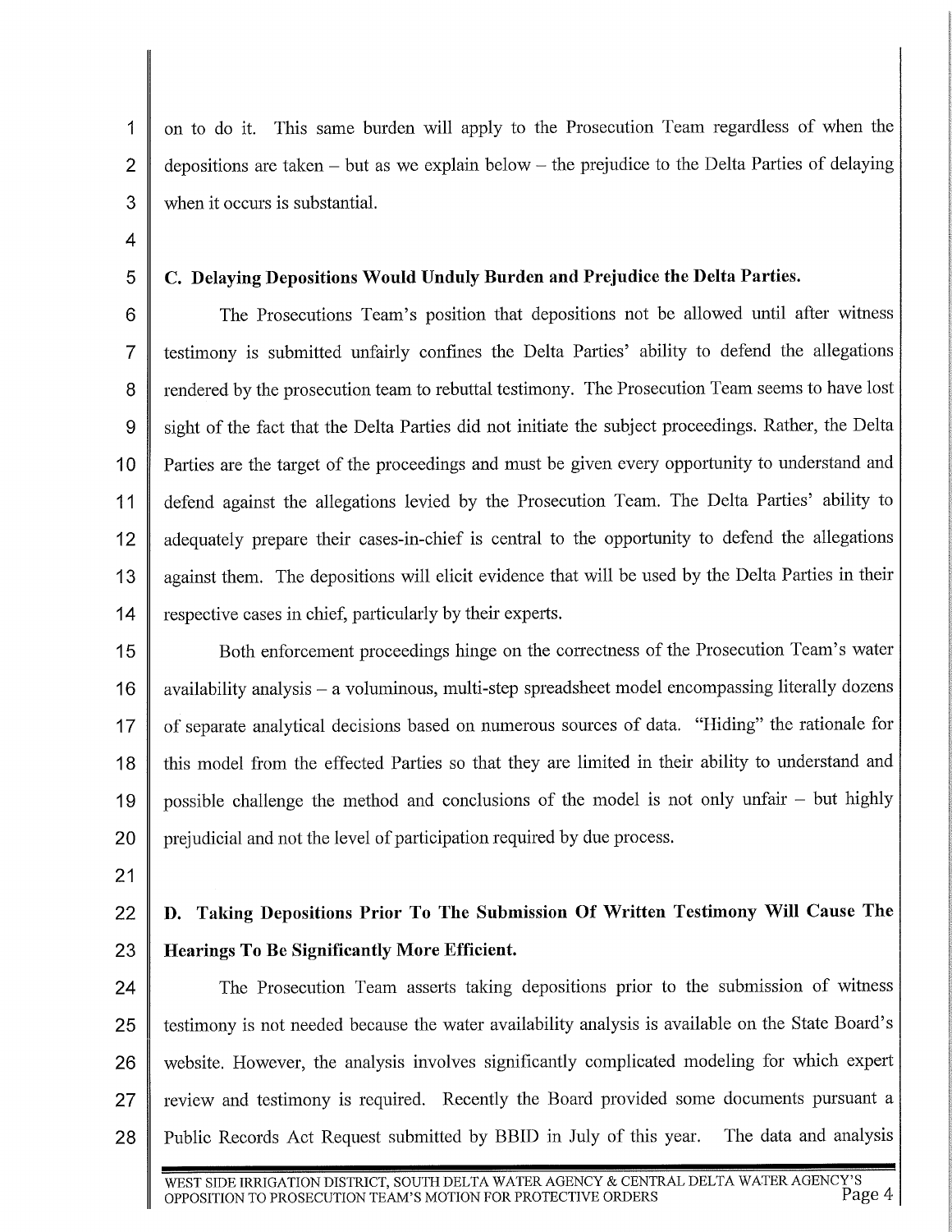on to do it. This same burden will apply to the Prosecution Team regardless of when the depositions are taken – but as we explain below – the prejudice to the Delta Parties of delaying when it occurs is substantial.

**C. Delaying Depositions Would Unduly Burden and Prejudice the Delta Parties.**

The Prosecutions Team's position that depositions not be allowed until after witness testimony is submitted unfairly confines the Delta Parties' ability to defend the allegations rendered by the prosecution team to rebuttal testimony. The Prosecution Team seems to have lost sight of the fact that the Delta Parties did not initiate the subject proceedings. Rather, the Delta Parties are the target of the proceedings and must be given every opportunity to understand and defend against the allegations levied by the Prosecution Team. The Delta Parties' ability to adequately prepare their cases-in-chief is central to the opportunity to defend the allegations against them. The depositions will elicit evidence that will be used by the Delta Parties in their respective cases in chief, particularly by their experts.

Both enforcement proceedings hinge on the correctness of the Prosecution Team's water availability analysis – a voluminous, multi-step spreadsheet model encompassing literally dozens of separate analytical decisions based on numerous sources of data. "Hiding" the rationale for this model from the effected Parties so that they are limited in their ability to understand and possible challenge the method and conclusions of the model is not only unfair – but highly prejudicial and not the level of participation required by due process.

**D. Taking Depositions Prior To The Submission Of Written Testimony Will Cause The Hearings To Be Significantly More Efficient.**

The Prosecution Team asserts taking depositions prior to the submission of witness testimony is not needed because the water availability analysis is available on the State Board's website. However, the analysis involves significantly complicated modeling for which expert review and testimony is required. Recently the Board provided some documents pursuant a Public Records Act Request submitted by BBID in July of this year. The data and analysis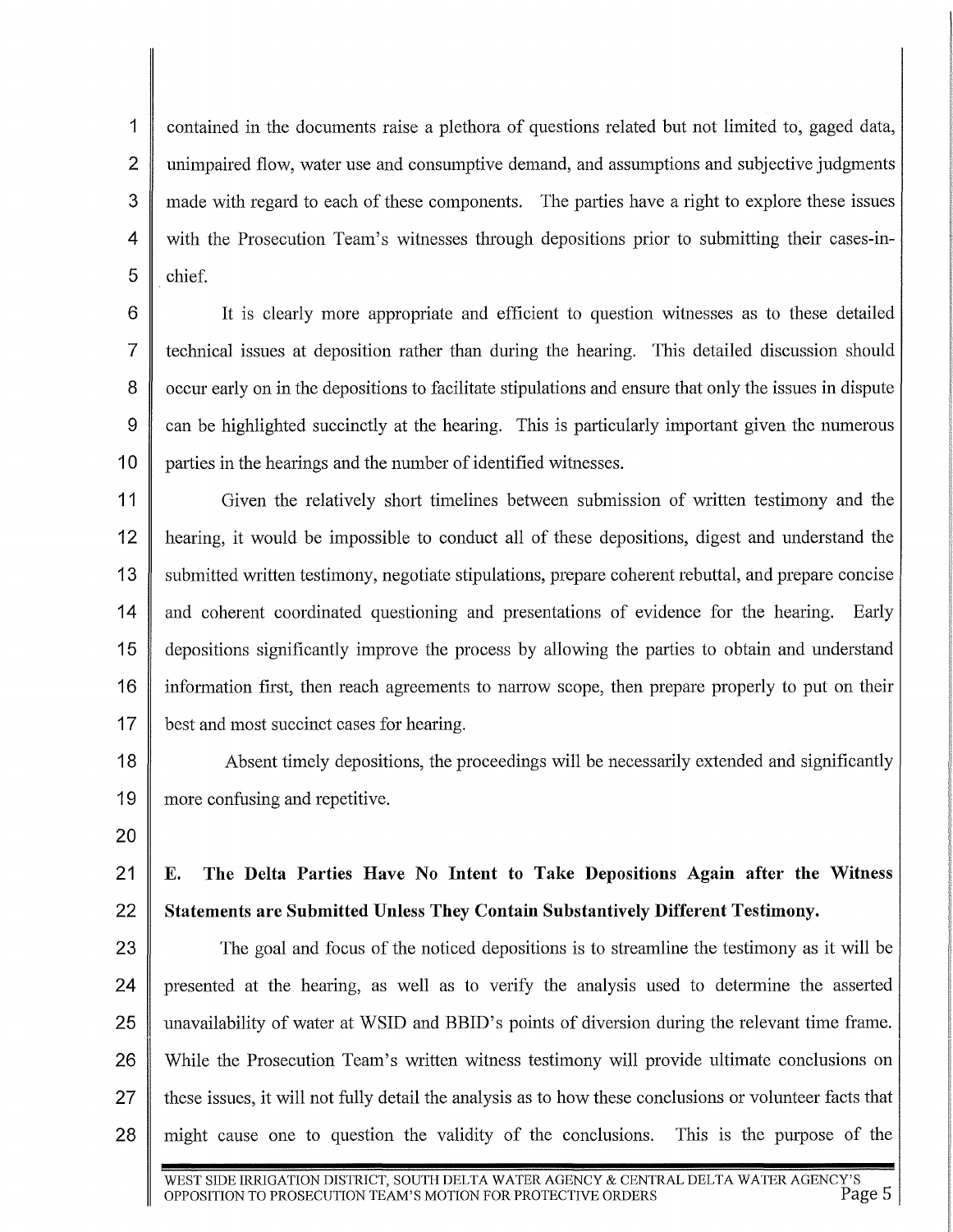contained in the documents raise a plethora of questions related but not limited to, gaged data, unimpaired flow, water use and consumptive demand, and assumptions and subjective judgments made with regard to each of these components. The parties have a right to explore these issues with the Prosecution Team's witnesses through depositions prior to submitting their cases-in-chief.

It is clearly more appropriate and efficient to question witnesses as to these detailed technical issues at deposition rather than during the hearing. This detailed discussion should occur early on in the depositions to facilitate stipulations and ensure that only the issues in dispute can be highlighted succinctly at the hearing. This is particularly important given the numerous parties in the hearings and the number of identified witnesses.

Given the relatively short timelines between submission of written testimony and the hearing, it would be impossible to conduct all of these depositions, digest and understand the submitted written testimony, negotiate stipulations, prepare coherent rebuttal, and prepare concise and coherent coordinated questioning and presentations of evidence for the hearing. Early depositions significantly improve the process by allowing the parties to obtain and understand information first, then reach agreements to narrow scope, then prepare properly to put on their best and most succinct cases for hearing.

Absent timely depositions, the proceedings will be necessarily extended and significantly more confusing and repetitive.

**E. The Delta Parties Have No Intent to Take Depositions Again after the Witness Statements are Submitted Unless They Contain Substantively Different Testimony.**

The goal and focus of the noticed depositions is to streamline the testimony as it will be presented at the hearing, as well as to verify the analysis used to determine the asserted unavailability of water at WSID and BBID's points of diversion during the relevant time frame. While the Prosecution Team's written witness testimony will provide ultimate conclusions on these issues, it will not fully detail the analysis as to how these conclusions or volunteer facts that might cause one to question the validity of the conclusions. This is the purpose of the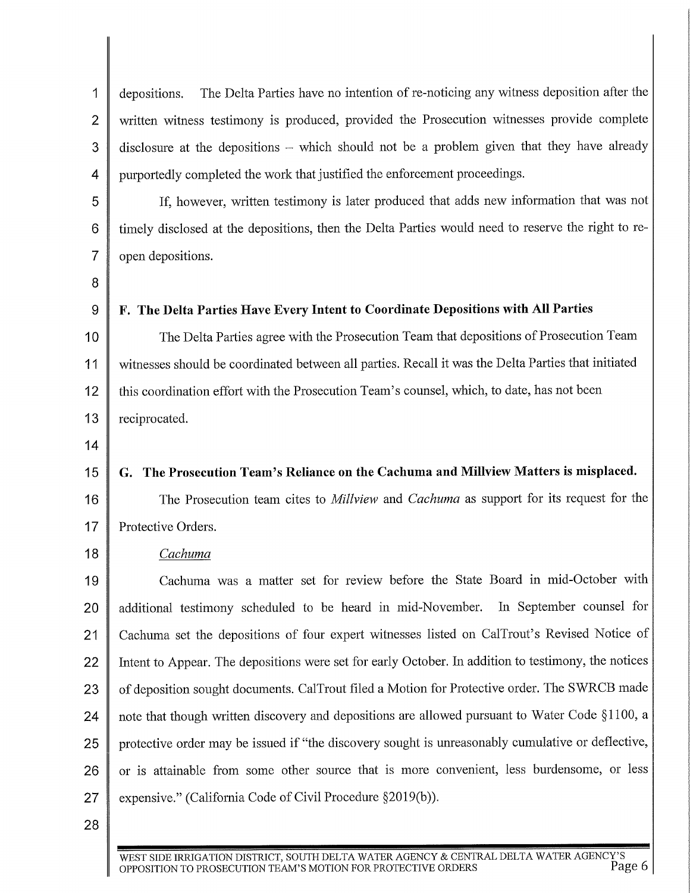depositions. The Delta Parties have no intention of re-noticing any witness deposition after the written witness testimony is produced, provided the Prosecution witnesses provide complete disclosure at the depositions – which should not be a problem given that they have already purportedly completed the work that justified the enforcement proceedings.

If, however, written testimony is later produced that adds new information that was not timely disclosed at the depositions, then the Delta Parties would need to reserve the right to re-open depositions.

**F. The Delta Parties Have Every Intent to Coordinate Depositions with All Parties**

The Delta Parties agree with the Prosecution Team that depositions of Prosecution Team witnesses should be coordinated between all parties. Recall it was the Delta Parties that initiated this coordination effort with the Prosecution Team's counsel, which, to date, has not been reciprocated.

**G. The Prosecution Team's Reliance on the Cachuma and Millview Matters is misplaced.**

The Prosecution team cites to *Millview* and *Cachuma* as support for its request for the Protective Orders.

*Cachuma*

Cachuma was a matter set for review before the State Board in mid-October with additional testimony scheduled to be heard in mid-November. In September counsel for Cachuma set the depositions of four expert witnesses listed on CalTrout's Revised Notice of Intent to Appear. The depositions were set for early October. In addition to testimony, the notices of deposition sought documents. CalTrout filed a Motion for Protective order. The SWRCB made note that though written discovery and depositions are allowed pursuant to Water Code §1100, a protective order may be issued if "the discovery sought is unreasonably cumulative or deflective, or is attainable from some other source that is more convenient, less burdensome, or less expensive." (California Code of Civil Procedure §2019(b)).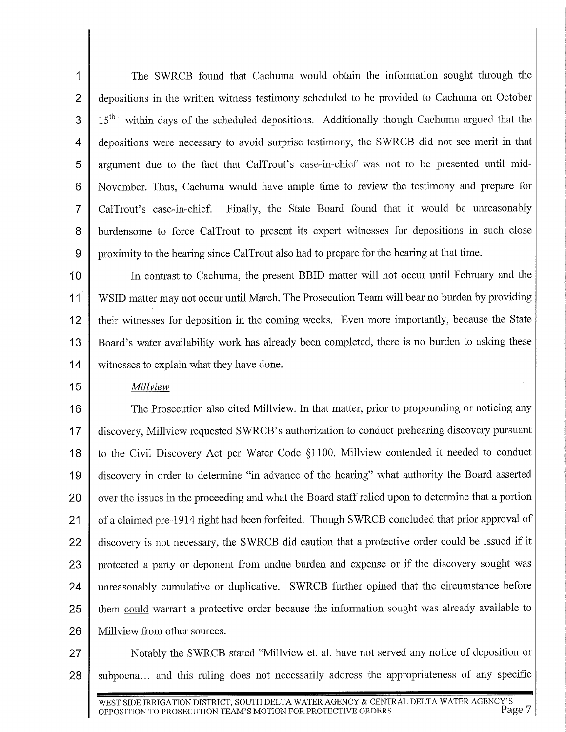The SWRCB found that Cachuma would obtain the information sought through the depositions in the written witness testimony scheduled to be provided to Cachuma on October $15^{th}$ – within days of the scheduled depositions. Additionally though Cachuma argued that the depositions were necessary to avoid surprise testimony, the SWRCB did not see merit in that argument due to the fact that CalTrout's case-in-chief was not to be presented until mid-November. Thus, Cachuma would have ample time to review the testimony and prepare for CalTrout's case-in-chief. Finally, the State Board found that it would be unreasonably burdensome to force CalTrout to present its expert witnesses for depositions in such close proximity to the hearing since CalTrout also had to prepare for the hearing at that time.

In contrast to Cachuma, the present BBID matter will not occur until February and the WSID matter may not occur until March. The Prosecution Team will bear no burden by providing their witnesses for deposition in the coming weeks. Even more importantly, because the State Board's water availability work has already been completed, there is no burden to asking these witnesses to explain what they have done.

*Millview*

The Prosecution also cited Millview. In that matter, prior to propounding or noticing any discovery, Millview requested SWRCB's authorization to conduct prehearing discovery pursuant to the Civil Discovery Act per Water Code §1100. Millview contended it needed to conduct discovery in order to determine "in advance of the hearing" what authority the Board asserted over the issues in the proceeding and what the Board staff relied upon to determine that a portion of a claimed pre-1914 right had been forfeited. Though SWRCB concluded that prior approval of discovery is not necessary, the SWRCB did caution that a protective order could be issued if it protected a party or deponent from undue burden and expense or if the discovery sought was unreasonably cumulative or duplicative. SWRCB further opined that the circumstance before them could warrant a protective order because the information sought was already available to Millview from other sources.

Notably the SWRCB stated "Millview et. al. have not served any notice of deposition or subpoena… and this ruling does not necessarily address the appropriateness of any specific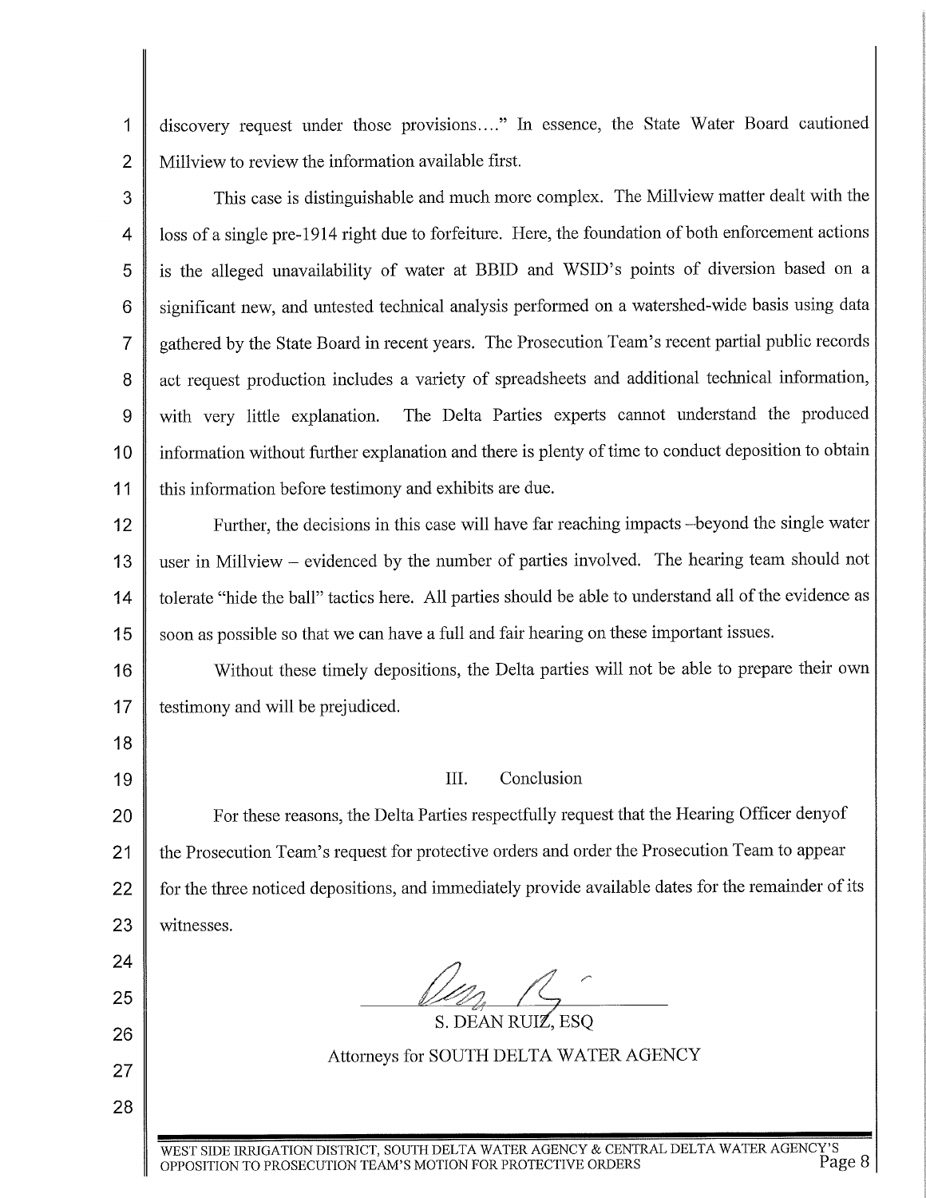discovery request under those provisions…." In essence, the State Water Board cautioned Millview to review the information available first.

This case is distinguishable and much more complex. The Millview matter dealt with the loss of a single pre-1914 right due to forfeiture. Here, the foundation of both enforcement actions is the alleged unavailability of water at BBID and WSID's points of diversion based on a significant new, and untested technical analysis performed on a watershed-wide basis using data gathered by the State Board in recent years. The Prosecution Team's recent partial public records act request production includes a variety of spreadsheets and additional technical information, with very little explanation. The Delta Parties experts cannot understand the produced information without further explanation and there is plenty of time to conduct deposition to obtain this information before testimony and exhibits are due.

Further, the decisions in this case will have far reaching impacts –beyond the single water user in Millview – evidenced by the number of parties involved. The hearing team should not tolerate "hide the ball" tactics here. All parties should be able to understand all of the evidence as soon as possible so that we can have a full and fair hearing on these important issues.

Without these timely depositions, the Delta parties will not be able to prepare their own testimony and will be prejudiced.

## III. Conclusion

For these reasons, the Delta Parties respectfully request that the Hearing Officer denyof the Prosecution Team's request for protective orders and order the Prosecution Team to appear for the three noticed depositions, and immediately provide available dates for the remainder of its witnesses.

S. DEAN RUIZ, ESQ

Attorneys for SOUTH DELTA WATER AGENCY

WEST SIDE IRRIGATION DISTRICT, SOUTH DELTA WATER AGENCY & CENTRAL DELTA WATER AGENCY'S OPPOSITION TO PROSECUTION TEAM'S MOTION FOR PROTECTIVE ORDERS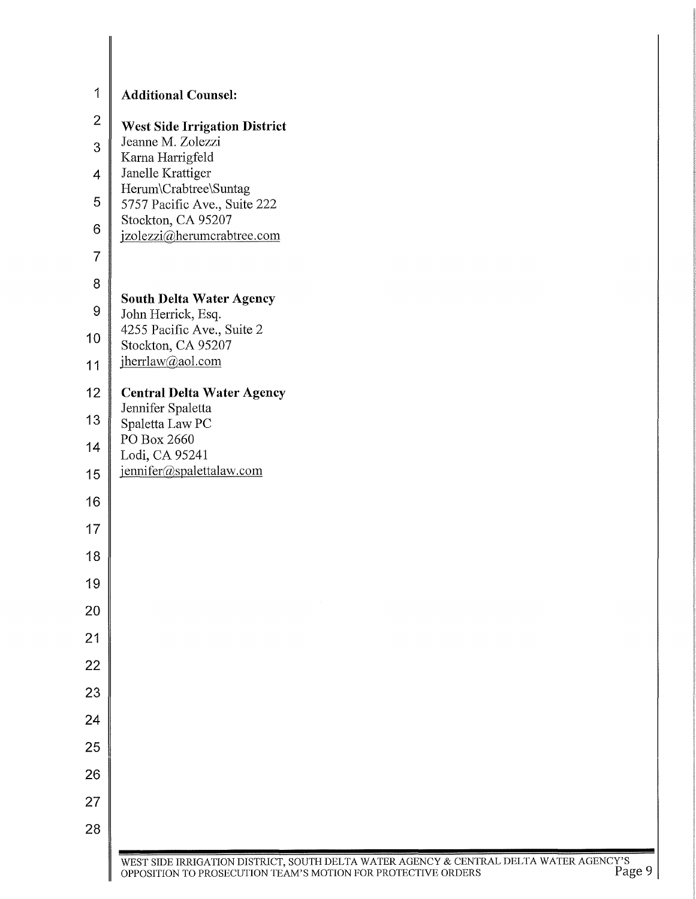**Additional Counsel:**

**West Side Irrigation District**
Jeanne M. Zolezzi
Karna Harrigfeld
Janelle Krattiger
Herum\Crabtree\Suntag
5757 Pacific Ave., Suite 222
Stockton, CA 95207
jzolezzi@herumcrabtree.com

**South Delta Water Agency**
John Herrick, Esq.
4255 Pacific Ave., Suite 2
Stockton, CA 95207
jherrlaw@aol.com

**Central Delta Water Agency**
Jennifer Spaletta
Spaletta Law PC
PO Box 2660
Lodi, CA 95241
jennifer@spalettalaw.com